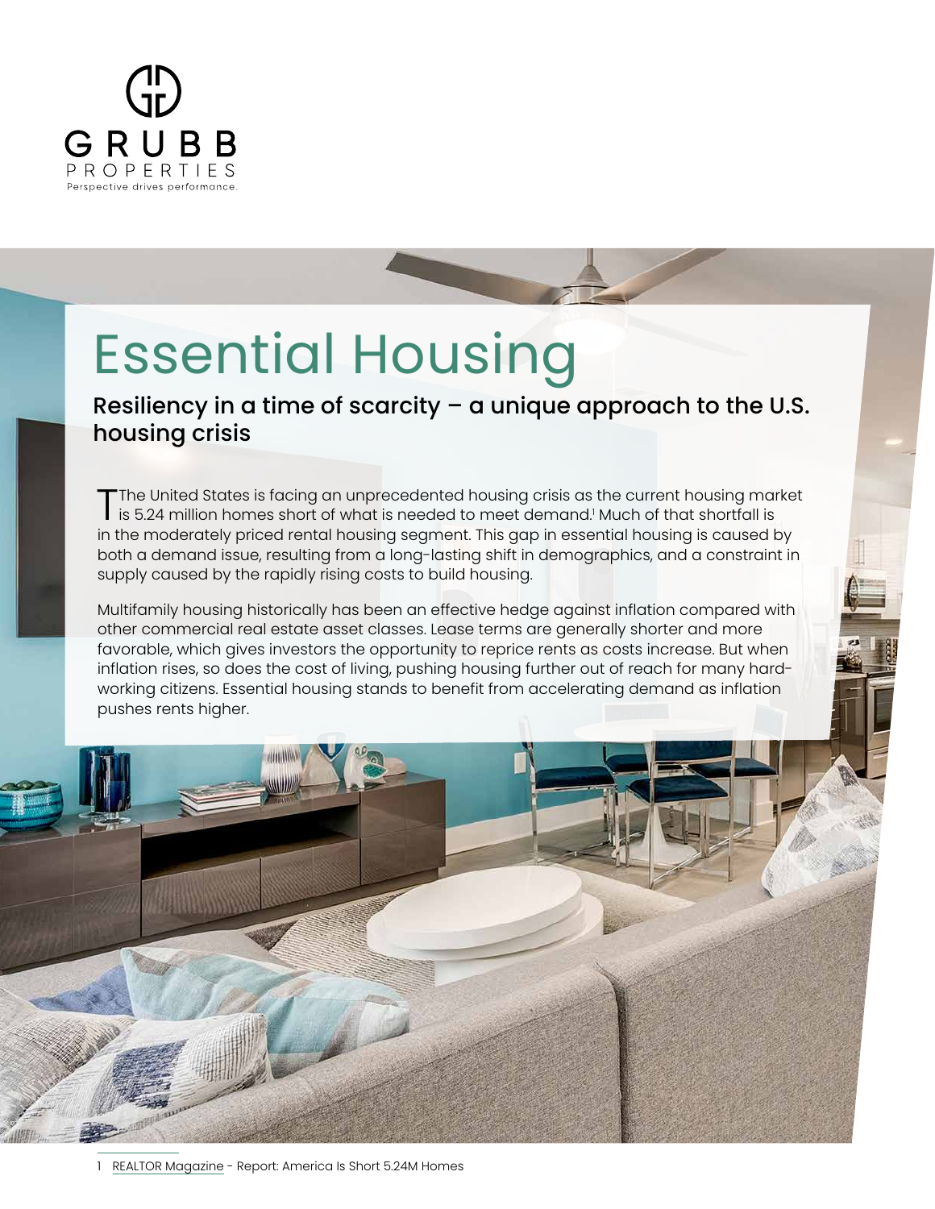GRUBB PROPERTIES

Perspective drives performance.

# Essential Housing

## Resiliency in a time of scarcity – a unique approach to the U.S. housing crisis

The United States is facing an unprecedented housing crisis as the current housing market is 5.24 million homes short of what is needed to meet demand.[1] Much of that shortfall is in the moderately priced rental housing segment. This gap in essential housing is caused by both a demand issue, resulting from a long-lasting shift in demographics, and a constraint in supply caused by the rapidly rising costs to build housing.

Multifamily housing historically has been an effective hedge against inflation compared with other commercial real estate asset classes. Lease terms are generally shorter and more favorable, which gives investors the opportunity to reprice rents as costs increase. But when inflation rises, so does the cost of living, pushing housing further out of reach for many hard-working citizens. Essential housing stands to benefit from accelerating demand as inflation pushes rents higher.

1 REALTOR Magazine - Report: America Is Short 5.24M Homes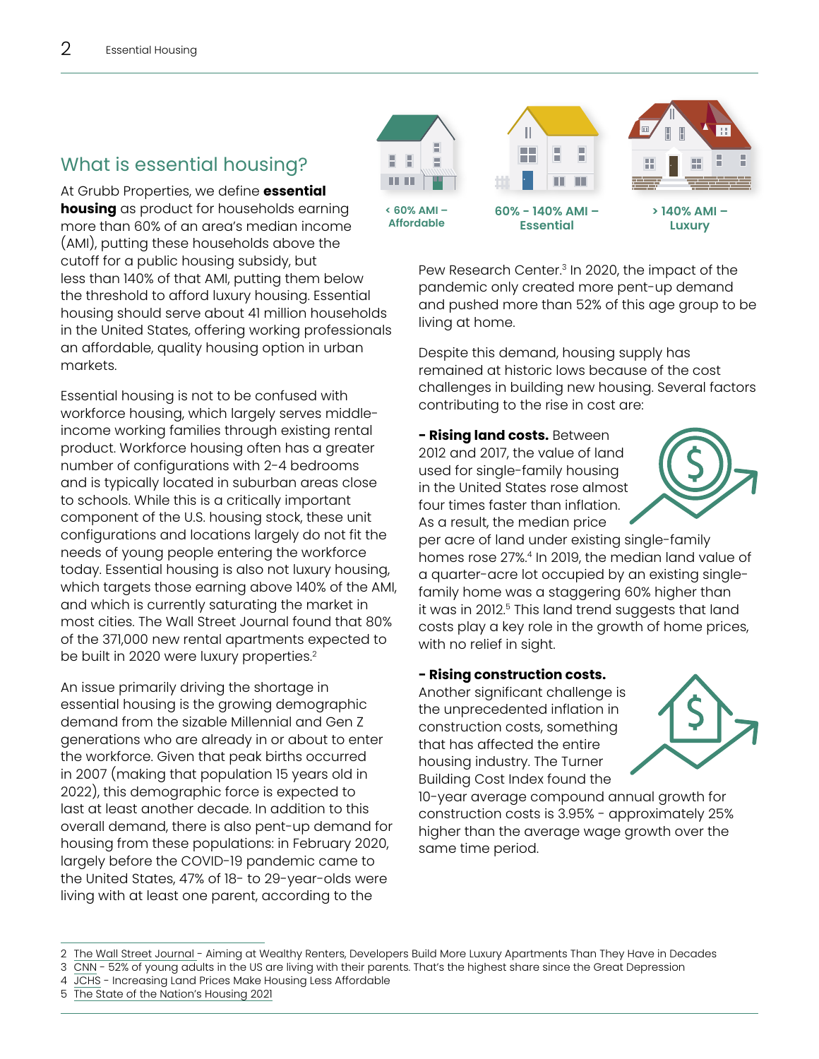## What is essential housing?

< 60% AMI – Affordable | 60% - 140% AMI – Essential | > 140% AMI – Luxury

At Grubb Properties, we define **essential housing** as product for households earning more than 60% of an area's median income (AMI), putting these households above the cutoff for a public housing subsidy, but less than 140% of that AMI, putting them below the threshold to afford luxury housing. Essential housing should serve about 41 million households in the United States, offering working professionals an affordable, quality housing option in urban markets.

Essential housing is not to be confused with workforce housing, which largely serves middle-income working families through existing rental product. Workforce housing often has a greater number of configurations with 2-4 bedrooms and is typically located in suburban areas close to schools. While this is a critically important component of the U.S. housing stock, these unit configurations and locations largely do not fit the needs of young people entering the workforce today. Essential housing is also not luxury housing, which targets those earning above 140% of the AMI, and which is currently saturating the market in most cities. The Wall Street Journal found that 80% of the 371,000 new rental apartments expected to be built in 2020 were luxury properties.[2]

An issue primarily driving the shortage in essential housing is the growing demographic demand from the sizable Millennial and Gen Z generations who are already in or about to enter the workforce. Given that peak births occurred in 2007 (making that population 15 years old in 2022), this demographic force is expected to last at least another decade. In addition to this overall demand, there is also pent-up demand for housing from these populations: in February 2020, largely before the COVID-19 pandemic came to the United States, 47% of 18- to 29-year-olds were living with at least one parent, according to the Pew Research Center.[3] In 2020, the impact of the pandemic only created more pent-up demand and pushed more than 52% of this age group to be living at home.

Despite this demand, housing supply has remained at historic lows because of the cost challenges in building new housing. Several factors contributing to the rise in cost are:

**- Rising land costs.** Between 2012 and 2017, the value of land used for single-family housing in the United States rose almost four times faster than inflation. As a result, the median price per acre of land under existing single-family homes rose 27%.[4] In 2019, the median land value of a quarter-acre lot occupied by an existing single-family home was a staggering 60% higher than it was in 2012.[5] This land trend suggests that land costs play a key role in the growth of home prices, with no relief in sight.

**- Rising construction costs.** Another significant challenge is the unprecedented inflation in construction costs, something that has affected the entire housing industry. The Turner Building Cost Index found the 10-year average compound annual growth for construction costs is 3.95% - approximately 25% higher than the average wage growth over the same time period.

---

2 The Wall Street Journal - Aiming at Wealthy Renters, Developers Build More Luxury Apartments Than They Have in Decades
3 CNN - 52% of young adults in the US are living with their parents. That's the highest share since the Great Depression
4 JCHS - Increasing Land Prices Make Housing Less Affordable
5 The State of the Nation's Housing 2021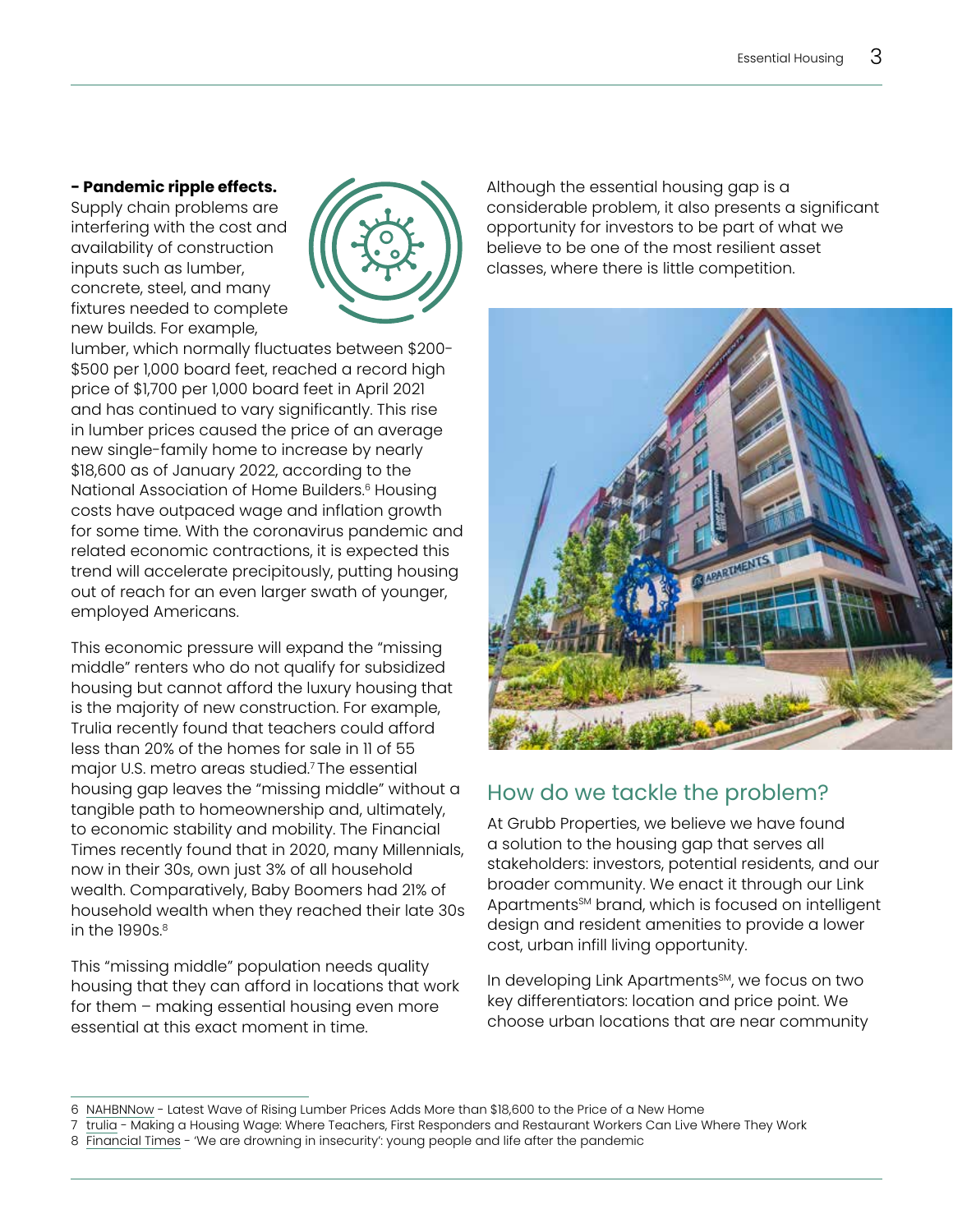**- Pandemic ripple effects.** Supply chain problems are interfering with the cost and availability of construction inputs such as lumber, concrete, steel, and many fixtures needed to complete new builds. For example, lumber, which normally fluctuates between $200-$500 per 1,000 board feet, reached a record high price of $1,700 per 1,000 board feet in April 2021 and has continued to vary significantly. This rise in lumber prices caused the price of an average new single-family home to increase by nearly $18,600 as of January 2022, according to the National Association of Home Builders.[6] Housing costs have outpaced wage and inflation growth for some time. With the coronavirus pandemic and related economic contractions, it is expected this trend will accelerate precipitously, putting housing out of reach for an even larger swath of younger, employed Americans.

This economic pressure will expand the "missing middle" renters who do not qualify for subsidized housing but cannot afford the luxury housing that is the majority of new construction. For example, Trulia recently found that teachers could afford less than 20% of the homes for sale in 11 of 55 major U.S. metro areas studied.[7] The essential housing gap leaves the "missing middle" without a tangible path to homeownership and, ultimately, to economic stability and mobility. The Financial Times recently found that in 2020, many Millennials, now in their 30s, own just 3% of all household wealth. Comparatively, Baby Boomers had 21% of household wealth when they reached their late 30s in the 1990s.[8]

This "missing middle" population needs quality housing that they can afford in locations that work for them – making essential housing even more essential at this exact moment in time.

Although the essential housing gap is a considerable problem, it also presents a significant opportunity for investors to be part of what we believe to be one of the most resilient asset classes, where there is little competition.

## How do we tackle the problem?

At Grubb Properties, we believe we have found a solution to the housing gap that serves all stakeholders: investors, potential residents, and our broader community. We enact it through our Link Apartments℠ brand, which is focused on intelligent design and resident amenities to provide a lower cost, urban infill living opportunity.

In developing Link Apartments℠, we focus on two key differentiators: location and price point. We choose urban locations that are near community

6 NAHBNNow - Latest Wave of Rising Lumber Prices Adds More than $18,600 to the Price of a New Home

7 trulia - Making a Housing Wage: Where Teachers, First Responders and Restaurant Workers Can Live Where They Work

8 Financial Times - 'We are drowning in insecurity': young people and life after the pandemic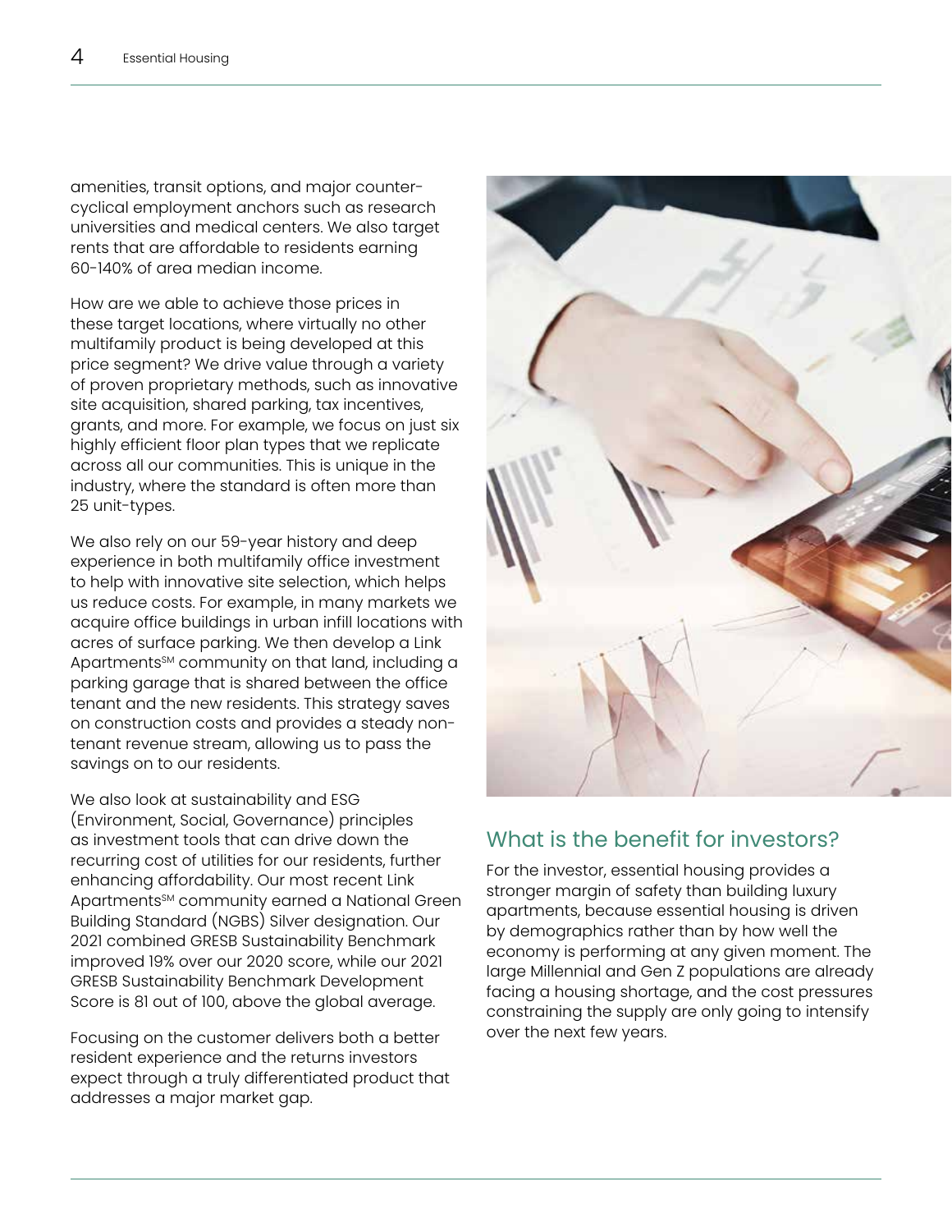amenities, transit options, and major counter-cyclical employment anchors such as research universities and medical centers. We also target rents that are affordable to residents earning 60-140% of area median income.

How are we able to achieve those prices in these target locations, where virtually no other multifamily product is being developed at this price segment? We drive value through a variety of proven proprietary methods, such as innovative site acquisition, shared parking, tax incentives, grants, and more. For example, we focus on just six highly efficient floor plan types that we replicate across all our communities. This is unique in the industry, where the standard is often more than 25 unit-types.

We also rely on our 59-year history and deep experience in both multifamily office investment to help with innovative site selection, which helps us reduce costs. For example, in many markets we acquire office buildings in urban infill locations with acres of surface parking. We then develop a Link Apartments℠ community on that land, including a parking garage that is shared between the office tenant and the new residents. This strategy saves on construction costs and provides a steady non-tenant revenue stream, allowing us to pass the savings on to our residents.

We also look at sustainability and ESG (Environment, Social, Governance) principles as investment tools that can drive down the recurring cost of utilities for our residents, further enhancing affordability. Our most recent Link Apartments℠ community earned a National Green Building Standard (NGBS) Silver designation. Our 2021 combined GRESB Sustainability Benchmark improved 19% over our 2020 score, while our 2021 GRESB Sustainability Benchmark Development Score is 81 out of 100, above the global average.

Focusing on the customer delivers both a better resident experience and the returns investors expect through a truly differentiated product that addresses a major market gap.

## What is the benefit for investors?

For the investor, essential housing provides a stronger margin of safety than building luxury apartments, because essential housing is driven by demographics rather than by how well the economy is performing at any given moment. The large Millennial and Gen Z populations are already facing a housing shortage, and the cost pressures constraining the supply are only going to intensify over the next few years.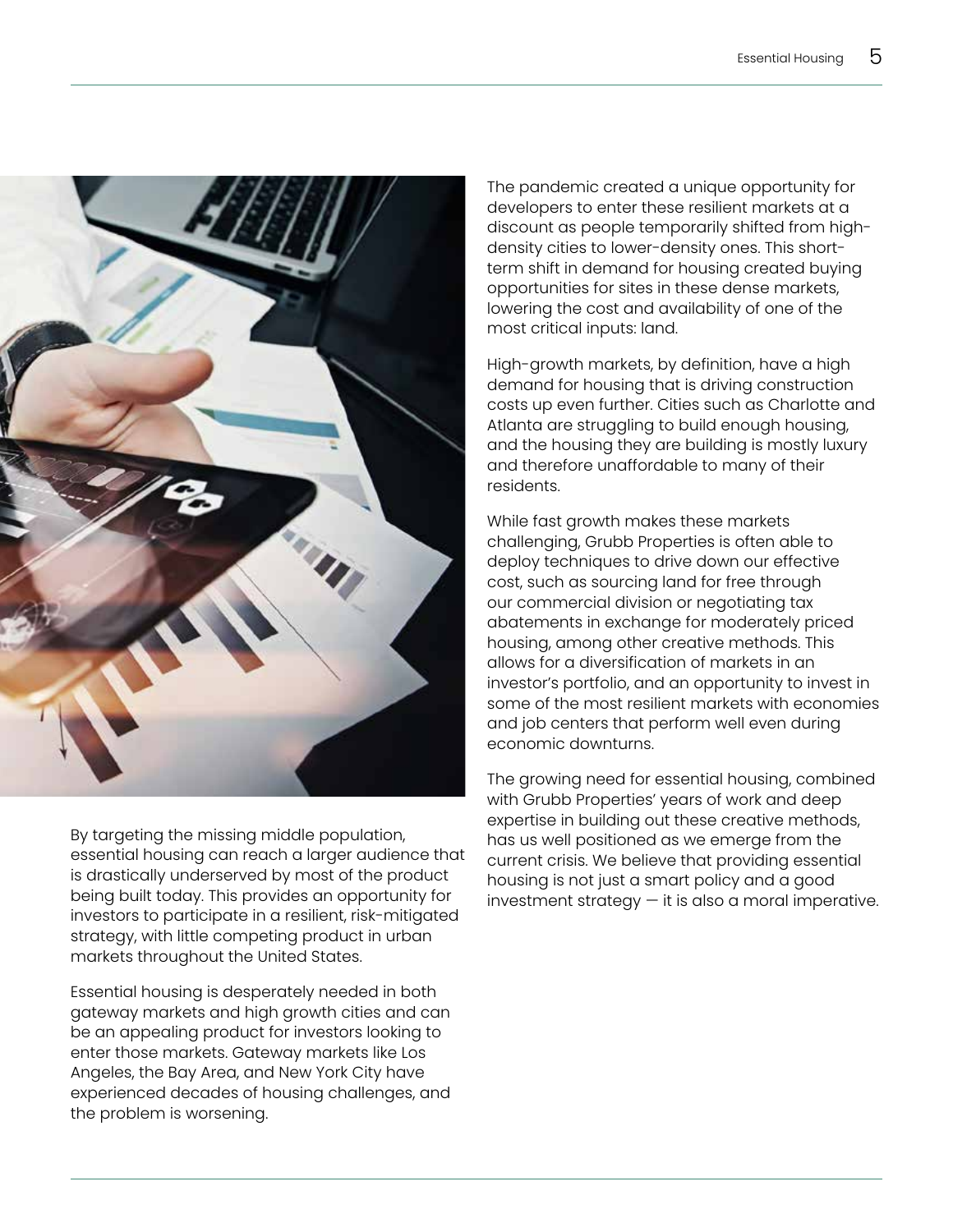By targeting the missing middle population, essential housing can reach a larger audience that is drastically underserved by most of the product being built today. This provides an opportunity for investors to participate in a resilient, risk-mitigated strategy, with little competing product in urban markets throughout the United States.

Essential housing is desperately needed in both gateway markets and high growth cities and can be an appealing product for investors looking to enter those markets. Gateway markets like Los Angeles, the Bay Area, and New York City have experienced decades of housing challenges, and the problem is worsening.

The pandemic created a unique opportunity for developers to enter these resilient markets at a discount as people temporarily shifted from high-density cities to lower-density ones. This short-term shift in demand for housing created buying opportunities for sites in these dense markets, lowering the cost and availability of one of the most critical inputs: land.

High-growth markets, by definition, have a high demand for housing that is driving construction costs up even further. Cities such as Charlotte and Atlanta are struggling to build enough housing, and the housing they are building is mostly luxury and therefore unaffordable to many of their residents.

While fast growth makes these markets challenging, Grubb Properties is often able to deploy techniques to drive down our effective cost, such as sourcing land for free through our commercial division or negotiating tax abatements in exchange for moderately priced housing, among other creative methods. This allows for a diversification of markets in an investor's portfolio, and an opportunity to invest in some of the most resilient markets with economies and job centers that perform well even during economic downturns.

The growing need for essential housing, combined with Grubb Properties' years of work and deep expertise in building out these creative methods, has us well positioned as we emerge from the current crisis. We believe that providing essential housing is not just a smart policy and a good investment strategy — it is also a moral imperative.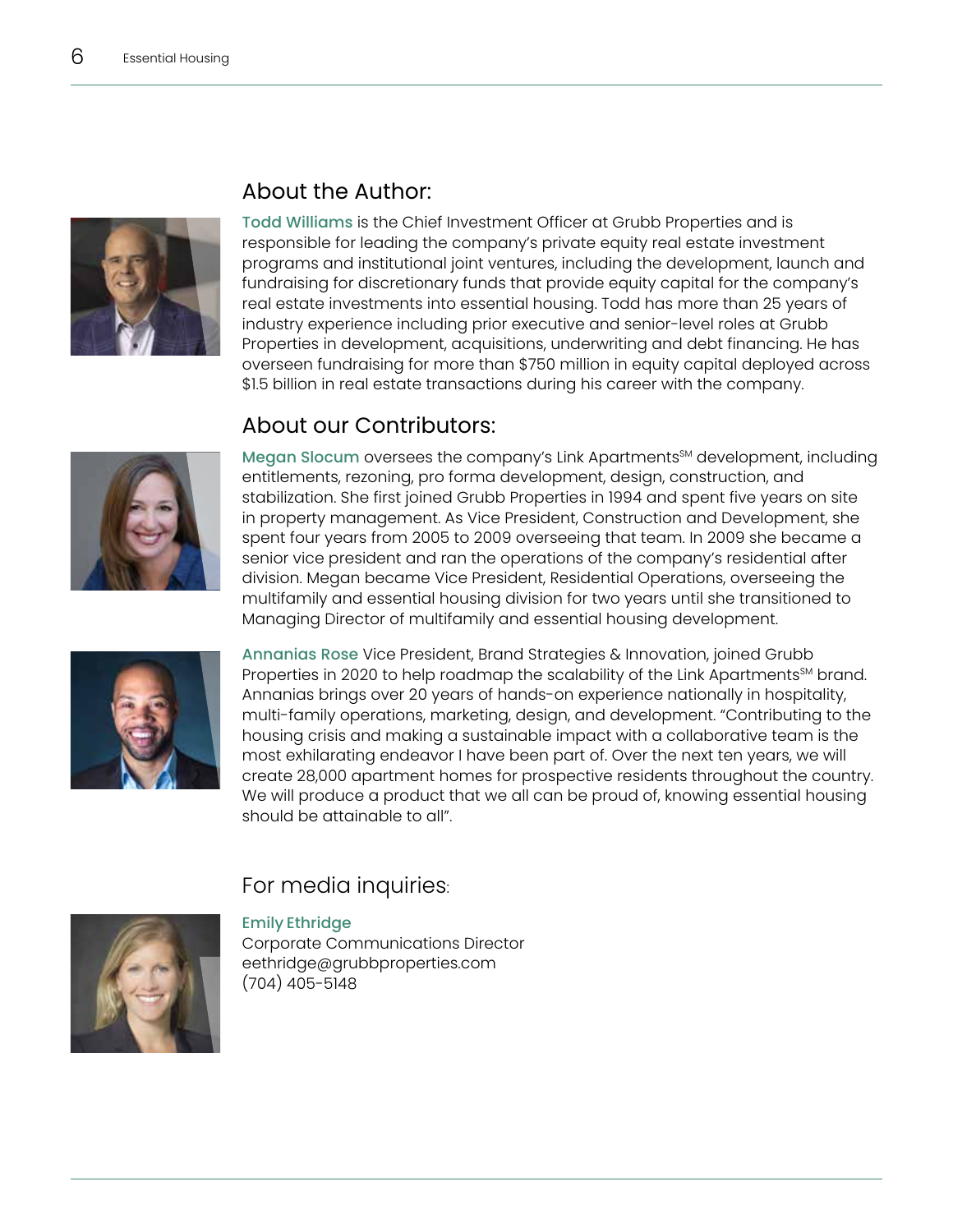## About the Author:

**Todd Williams** is the Chief Investment Officer at Grubb Properties and is responsible for leading the company's private equity real estate investment programs and institutional joint ventures, including the development, launch and fundraising for discretionary funds that provide equity capital for the company's real estate investments into essential housing. Todd has more than 25 years of industry experience including prior executive and senior-level roles at Grubb Properties in development, acquisitions, underwriting and debt financing. He has overseen fundraising for more than $750 million in equity capital deployed across $1.5 billion in real estate transactions during his career with the company.

## About our Contributors:

**Megan Slocum** oversees the company's Link Apartments℠ development, including entitlements, rezoning, pro forma development, design, construction, and stabilization. She first joined Grubb Properties in 1994 and spent five years on site in property management. As Vice President, Construction and Development, she spent four years from 2005 to 2009 overseeing that team. In 2009 she became a senior vice president and ran the operations of the company's residential after division. Megan became Vice President, Residential Operations, overseeing the multifamily and essential housing division for two years until she transitioned to Managing Director of multifamily and essential housing development.

**Annanias Rose** Vice President, Brand Strategies & Innovation, joined Grubb Properties in 2020 to help roadmap the scalability of the Link Apartments℠ brand. Annanias brings over 20 years of hands-on experience nationally in hospitality, multi-family operations, marketing, design, and development. "Contributing to the housing crisis and making a sustainable impact with a collaborative team is the most exhilarating endeavor I have been part of. Over the next ten years, we will create 28,000 apartment homes for prospective residents throughout the country. We will produce a product that we all can be proud of, knowing essential housing should be attainable to all".

## For media inquiries:

**Emily Ethridge**
Corporate Communications Director
eethridge@grubbproperties.com
(704) 405-5148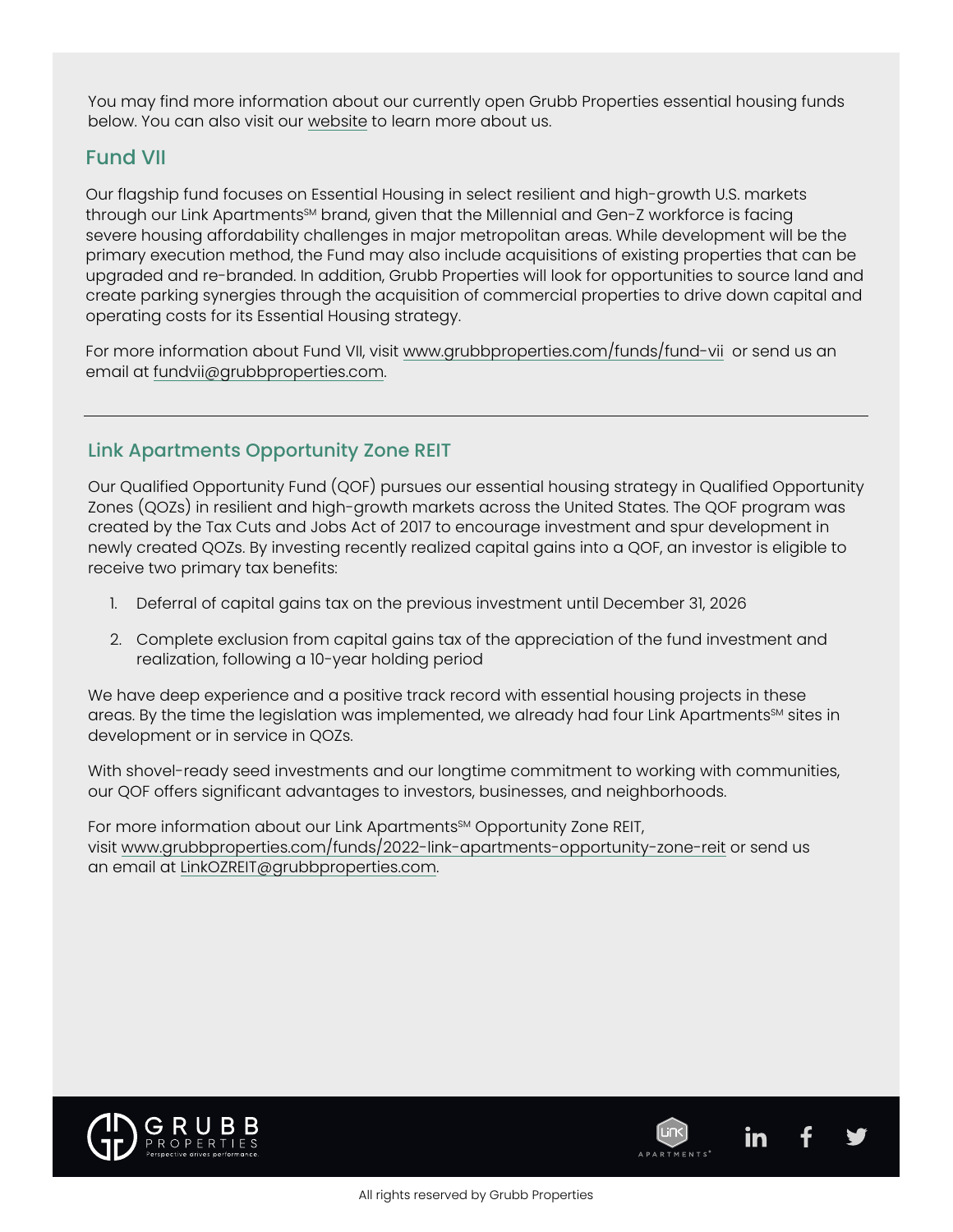You may find more information about our currently open Grubb Properties essential housing funds below. You can also visit our website to learn more about us.

## Fund VII

Our flagship fund focuses on Essential Housing in select resilient and high-growth U.S. markets through our Link Apartments℠ brand, given that the Millennial and Gen-Z workforce is facing severe housing affordability challenges in major metropolitan areas. While development will be the primary execution method, the Fund may also include acquisitions of existing properties that can be upgraded and re-branded. In addition, Grubb Properties will look for opportunities to source land and create parking synergies through the acquisition of commercial properties to drive down capital and operating costs for its Essential Housing strategy.

For more information about Fund VII, visit www.grubbproperties.com/funds/fund-vii or send us an email at fundvii@grubbproperties.com.

---

## Link Apartments Opportunity Zone REIT

Our Qualified Opportunity Fund (QOF) pursues our essential housing strategy in Qualified Opportunity Zones (QOZs) in resilient and high-growth markets across the United States. The QOF program was created by the Tax Cuts and Jobs Act of 2017 to encourage investment and spur development in newly created QOZs. By investing recently realized capital gains into a QOF, an investor is eligible to receive two primary tax benefits:

1. Deferral of capital gains tax on the previous investment until December 31, 2026
2. Complete exclusion from capital gains tax of the appreciation of the fund investment and realization, following a 10-year holding period

We have deep experience and a positive track record with essential housing projects in these areas. By the time the legislation was implemented, we already had four Link Apartments℠ sites in development or in service in QOZs.

With shovel-ready seed investments and our longtime commitment to working with communities, our QOF offers significant advantages to investors, businesses, and neighborhoods.

For more information about our Link Apartments℠ Opportunity Zone REIT, visit www.grubbproperties.com/funds/2022-link-apartments-opportunity-zone-reit or send us an email at LinkOZREIT@grubbproperties.com.

GRUBB PROPERTIES
Perspective drives performance.

All rights reserved by Grubb Properties